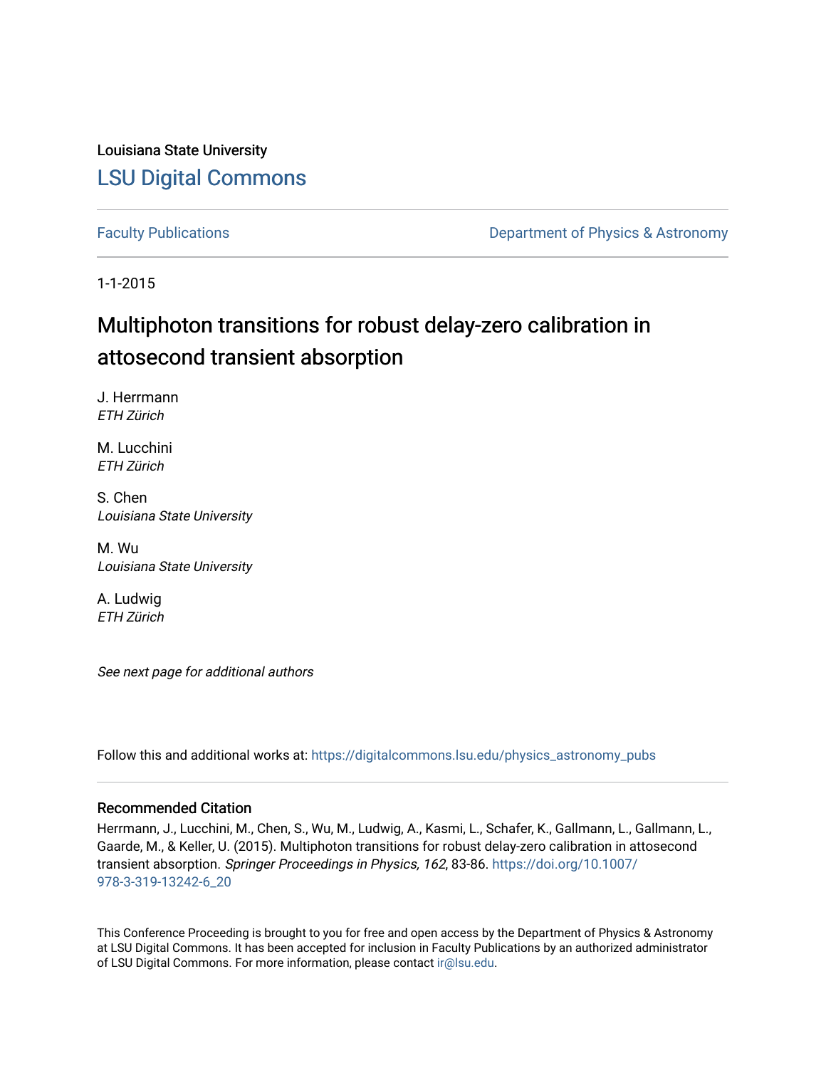Louisiana State University

## LSU Digital Commons

Faculty Publications

Department of Physics & Astronomy

1-1-2015

# Multiphoton transitions for robust delay-zero calibration in attosecond transient absorption

J. Herrmann
*ETH Zürich*

M. Lucchini
*ETH Zürich*

S. Chen
*Louisiana State University*

M. Wu
*Louisiana State University*

A. Ludwig
*ETH Zürich*

*See next page for additional authors*

Follow this and additional works at: https://digitalcommons.lsu.edu/physics_astronomy_pubs

### Recommended Citation

Herrmann, J., Lucchini, M., Chen, S., Wu, M., Ludwig, A., Kasmi, L., Schafer, K., Gallmann, L., Gallmann, L., Gaarde, M., & Keller, U. (2015). Multiphoton transitions for robust delay-zero calibration in attosecond transient absorption. *Springer Proceedings in Physics, 162*, 83-86. https://doi.org/10.1007/978-3-319-13242-6_20

This Conference Proceeding is brought to you for free and open access by the Department of Physics & Astronomy at LSU Digital Commons. It has been accepted for inclusion in Faculty Publications by an authorized administrator of LSU Digital Commons. For more information, please contact ir@lsu.edu.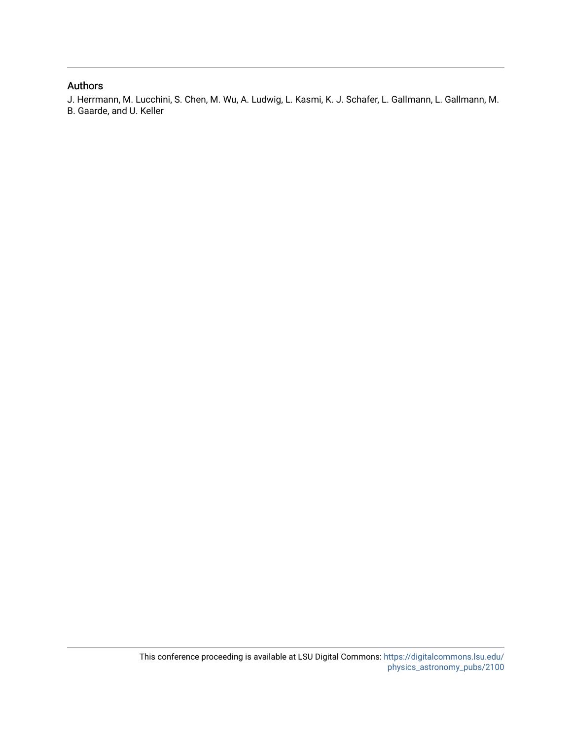### Authors

J. Herrmann, M. Lucchini, S. Chen, M. Wu, A. Ludwig, L. Kasmi, K. J. Schafer, L. Gallmann, L. Gallmann, M. B. Gaarde, and U. Keller

This conference proceeding is available at LSU Digital Commons: https://digitalcommons.lsu.edu/physics_astronomy_pubs/2100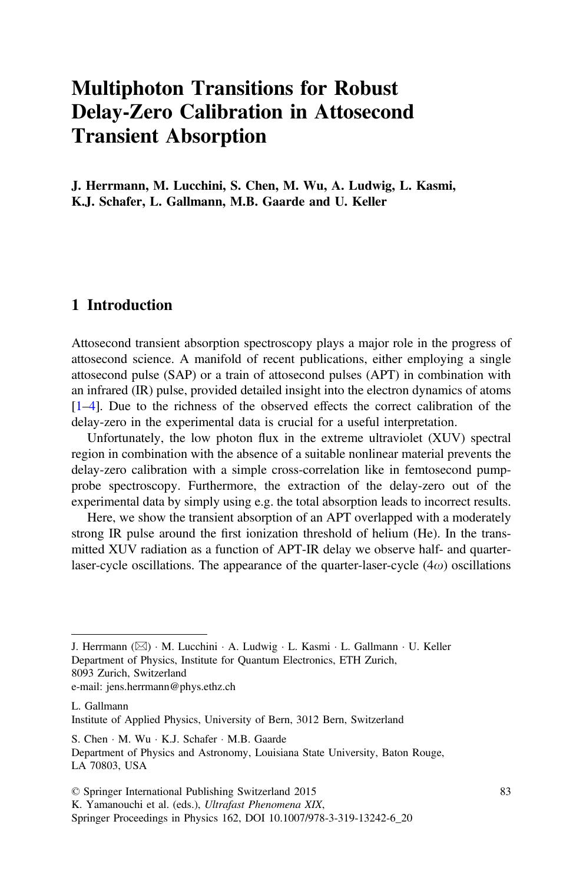# Multiphoton Transitions for Robust Delay-Zero Calibration in Attosecond Transient Absorption

**J. Herrmann, M. Lucchini, S. Chen, M. Wu, A. Ludwig, L. Kasmi, K.J. Schafer, L. Gallmann, M.B. Gaarde and U. Keller**

## 1 Introduction

Attosecond transient absorption spectroscopy plays a major role in the progress of attosecond science. A manifold of recent publications, either employing a single attosecond pulse (SAP) or a train of attosecond pulses (APT) in combination with an infrared (IR) pulse, provided detailed insight into the electron dynamics of atoms [1–4]. Due to the richness of the observed effects the correct calibration of the delay-zero in the experimental data is crucial for a useful interpretation.

Unfortunately, the low photon flux in the extreme ultraviolet (XUV) spectral region in combination with the absence of a suitable nonlinear material prevents the delay-zero calibration with a simple cross-correlation like in femtosecond pump-probe spectroscopy. Furthermore, the extraction of the delay-zero out of the experimental data by simply using e.g. the total absorption leads to incorrect results.

Here, we show the transient absorption of an APT overlapped with a moderately strong IR pulse around the first ionization threshold of helium (He). In the transmitted XUV radiation as a function of APT-IR delay we observe half- and quarter-laser-cycle oscillations. The appearance of the quarter-laser-cycle ($4\omega$) oscillations

---

J. Herrmann (✉) · M. Lucchini · A. Ludwig · L. Kasmi · L. Gallmann · U. Keller
Department of Physics, Institute for Quantum Electronics, ETH Zurich, 8093 Zurich, Switzerland
e-mail: jens.herrmann@phys.ethz.ch

L. Gallmann
Institute of Applied Physics, University of Bern, 3012 Bern, Switzerland

S. Chen · M. Wu · K.J. Schafer · M.B. Gaarde
Department of Physics and Astronomy, Louisiana State University, Baton Rouge, LA 70803, USA

© Springer International Publishing Switzerland 2015
K. Yamanouchi et al. (eds.), *Ultrafast Phenomena XIX*, Springer Proceedings in Physics 162, DOI 10.1007/978-3-319-13242-6_20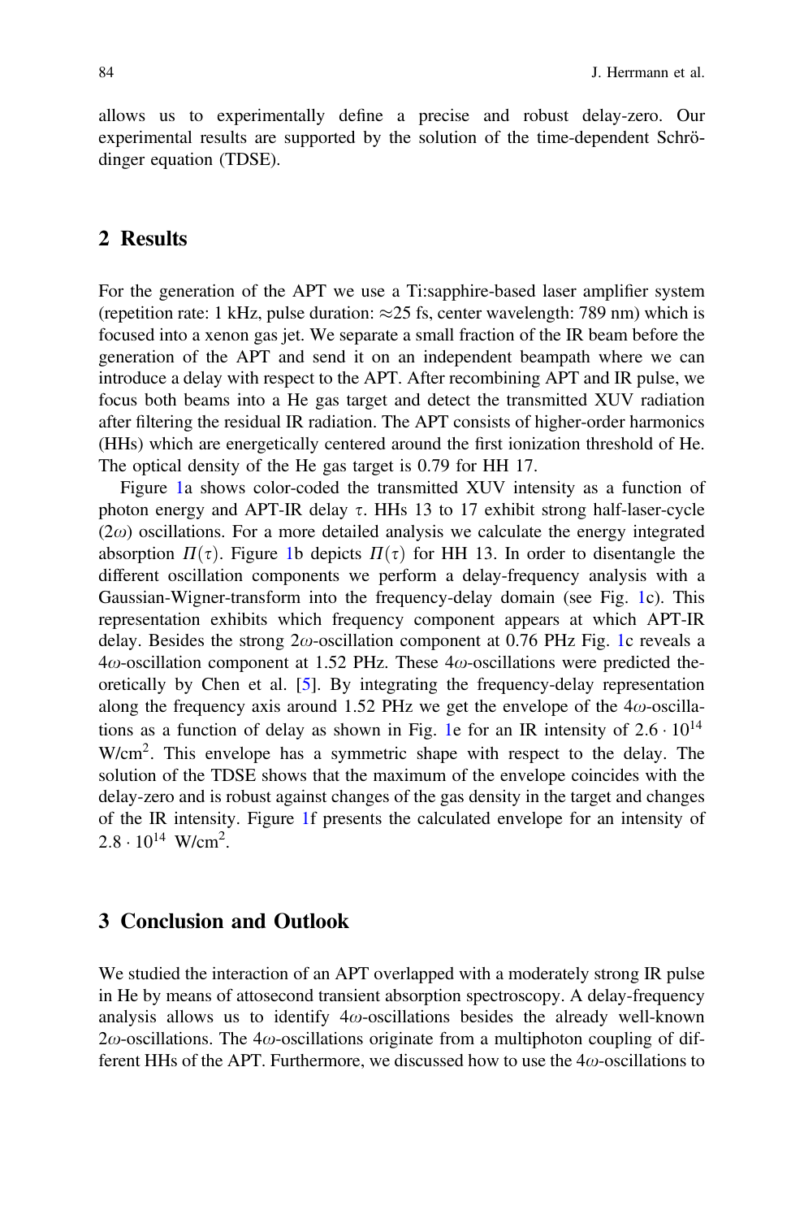allows us to experimentally define a precise and robust delay-zero. Our experimental results are supported by the solution of the time-dependent Schrödinger equation (TDSE).

## 2 Results

For the generation of the APT we use a Ti:sapphire-based laser amplifier system (repetition rate: 1 kHz, pulse duration: $\approx$25 fs, center wavelength: 789 nm) which is focused into a xenon gas jet. We separate a small fraction of the IR beam before the generation of the APT and send it on an independent beampath where we can introduce a delay with respect to the APT. After recombining APT and IR pulse, we focus both beams into a He gas target and detect the transmitted XUV radiation after filtering the residual IR radiation. The APT consists of higher-order harmonics (HHs) which are energetically centered around the first ionization threshold of He. The optical density of the He gas target is 0.79 for HH 17.

Figure 1a shows color-coded the transmitted XUV intensity as a function of photon energy and APT-IR delay $\tau$. HHs 13 to 17 exhibit strong half-laser-cycle ($2\omega$) oscillations. For a more detailed analysis we calculate the energy integrated absorption $\Pi(\tau)$. Figure 1b depicts $\Pi(\tau)$ for HH 13. In order to disentangle the different oscillation components we perform a delay-frequency analysis with a Gaussian-Wigner-transform into the frequency-delay domain (see Fig. 1c). This representation exhibits which frequency component appears at which APT-IR delay. Besides the strong $2\omega$-oscillation component at 0.76 PHz Fig. 1c reveals a $4\omega$-oscillation component at 1.52 PHz. These $4\omega$-oscillations were predicted theoretically by Chen et al. [5]. By integrating the frequency-delay representation along the frequency axis around 1.52 PHz we get the envelope of the $4\omega$-oscillations as a function of delay as shown in Fig. 1e for an IR intensity of $2.6 \cdot 10^{14}$ W/cm$^2$. This envelope has a symmetric shape with respect to the delay. The solution of the TDSE shows that the maximum of the envelope coincides with the delay-zero and is robust against changes of the gas density in the target and changes of the IR intensity. Figure 1f presents the calculated envelope for an intensity of $2.8 \cdot 10^{14}$ W/cm$^2$.

## 3 Conclusion and Outlook

We studied the interaction of an APT overlapped with a moderately strong IR pulse in He by means of attosecond transient absorption spectroscopy. A delay-frequency analysis allows us to identify $4\omega$-oscillations besides the already well-known $2\omega$-oscillations. The $4\omega$-oscillations originate from a multiphoton coupling of different HHs of the APT. Furthermore, we discussed how to use the $4\omega$-oscillations to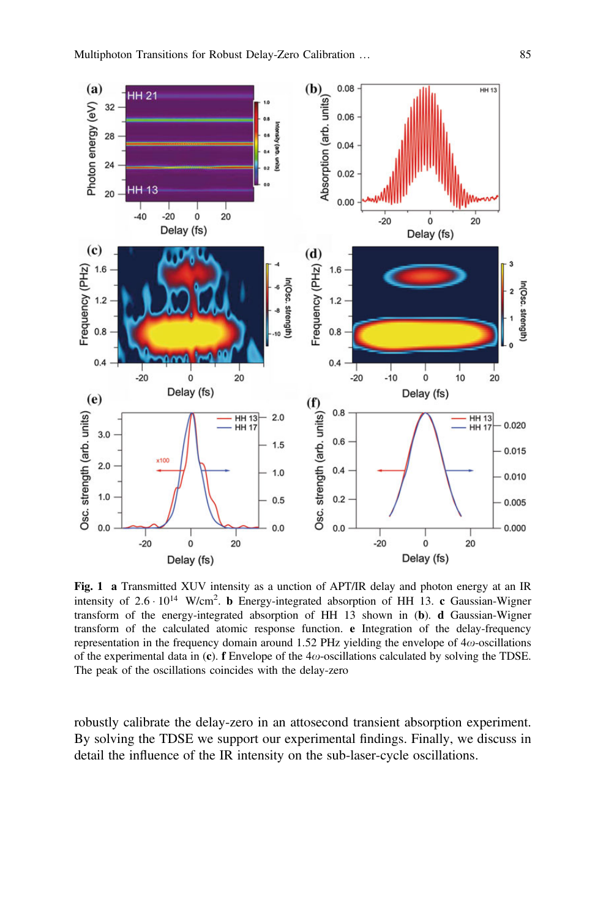**Fig. 1** **a** Transmitted XUV intensity as a unction of APT/IR delay and photon energy at an IR intensity of $2.6 \cdot 10^{14}$ W/cm$^2$. **b** Energy-integrated absorption of HH 13. **c** Gaussian-Wigner transform of the energy-integrated absorption of HH 13 shown in (**b**). **d** Gaussian-Wigner transform of the calculated atomic response function. **e** Integration of the delay-frequency representation in the frequency domain around 1.52 PHz yielding the envelope of $4\omega$-oscillations of the experimental data in (**c**). **f** Envelope of the $4\omega$-oscillations calculated by solving the TDSE. The peak of the oscillations coincides with the delay-zero

robustly calibrate the delay-zero in an attosecond transient absorption experiment. By solving the TDSE we support our experimental findings. Finally, we discuss in detail the influence of the IR intensity on the sub-laser-cycle oscillations.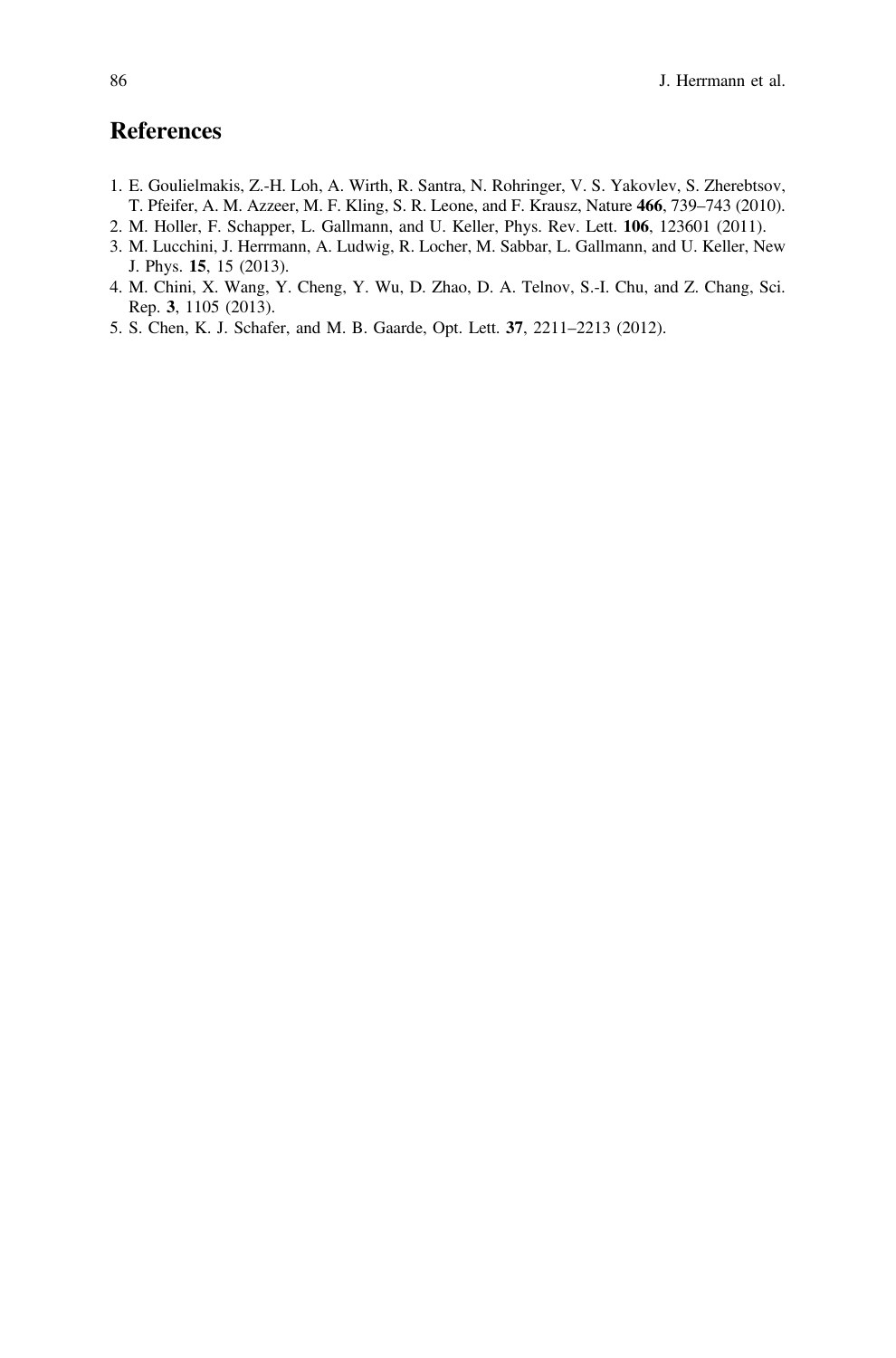## References

1. E. Goulielmakis, Z.-H. Loh, A. Wirth, R. Santra, N. Rohringer, V. S. Yakovlev, S. Zherebtsov, T. Pfeifer, A. M. Azzeer, M. F. Kling, S. R. Leone, and F. Krausz, Nature **466**, 739–743 (2010).
2. M. Holler, F. Schapper, L. Gallmann, and U. Keller, Phys. Rev. Lett. **106**, 123601 (2011).
3. M. Lucchini, J. Herrmann, A. Ludwig, R. Locher, M. Sabbar, L. Gallmann, and U. Keller, New J. Phys. **15**, 15 (2013).
4. M. Chini, X. Wang, Y. Cheng, Y. Wu, D. Zhao, D. A. Telnov, S.-I. Chu, and Z. Chang, Sci. Rep. **3**, 1105 (2013).
5. S. Chen, K. J. Schafer, and M. B. Gaarde, Opt. Lett. **37**, 2211–2213 (2012).